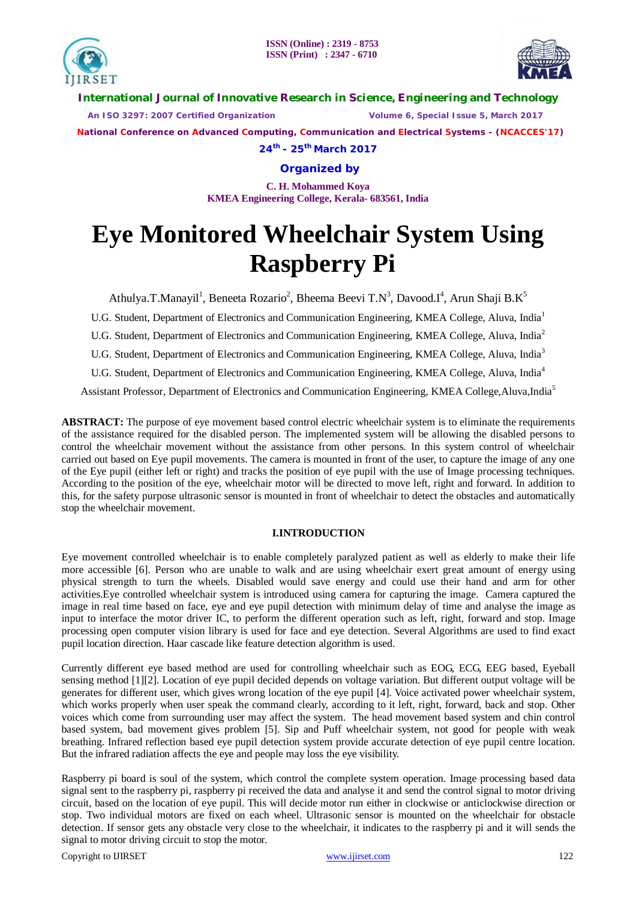# Eye Monitored Wheelchair System Using Raspberry Pi

Athulya.T.Manayil[1], Beneeta Rozario[2], Bheema Beevi T.N[3], Davood.I[4], Arun Shaji B.K[5]

U.G. Student, Department of Electronics and Communication Engineering, KMEA College, Aluva, India[1]

U.G. Student, Department of Electronics and Communication Engineering, KMEA College, Aluva, India[2]

U.G. Student, Department of Electronics and Communication Engineering, KMEA College, Aluva, India[3]

U.G. Student, Department of Electronics and Communication Engineering, KMEA College, Aluva, India[4]

Assistant Professor, Department of Electronics and Communication Engineering, KMEA College,Aluva,India[5]

**ABSTRACT:** The purpose of eye movement based control electric wheelchair system is to eliminate the requirements of the assistance required for the disabled person. The implemented system will be allowing the disabled persons to control the wheelchair movement without the assistance from other persons. In this system control of wheelchair carried out based on Eye pupil movements. The camera is mounted in front of the user, to capture the image of any one of the Eye pupil (either left or right) and tracks the position of eye pupil with the use of Image processing techniques. According to the position of the eye, wheelchair motor will be directed to move left, right and forward. In addition to this, for the safety purpose ultrasonic sensor is mounted in front of wheelchair to detect the obstacles and automatically stop the wheelchair movement.

## I.INTRODUCTION

Eye movement controlled wheelchair is to enable completely paralyzed patient as well as elderly to make their life more accessible [6]. Person who are unable to walk and are using wheelchair exert great amount of energy using physical strength to turn the wheels. Disabled would save energy and could use their hand and arm for other activities.Eye controlled wheelchair system is introduced using camera for capturing the image. Camera captured the image in real time based on face, eye and eye pupil detection with minimum delay of time and analyse the image as input to interface the motor driver IC, to perform the different operation such as left, right, forward and stop. Image processing open computer vision library is used for face and eye detection. Several Algorithms are used to find exact pupil location direction. Haar cascade like feature detection algorithm is used.

Currently different eye based method are used for controlling wheelchair such as EOG, ECG, EEG based, Eyeball sensing method [1][2]. Location of eye pupil decided depends on voltage variation. But different output voltage will be generates for different user, which gives wrong location of the eye pupil [4]. Voice activated power wheelchair system, which works properly when user speak the command clearly, according to it left, right, forward, back and stop. Other voices which come from surrounding user may affect the system. The head movement based system and chin control based system, bad movement gives problem [5]. Sip and Puff wheelchair system, not good for people with weak breathing. Infrared reflection based eye pupil detection system provide accurate detection of eye pupil centre location. But the infrared radiation affects the eye and people may loss the eye visibility.

Raspberry pi board is soul of the system, which control the complete system operation. Image processing based data signal sent to the raspberry pi, raspberry pi received the data and analyse it and send the control signal to motor driving circuit, based on the location of eye pupil. This will decide motor run either in clockwise or anticlockwise direction or stop. Two individual motors are fixed on each wheel. Ultrasonic sensor is mounted on the wheelchair for obstacle detection. If sensor gets any obstacle very close to the wheelchair, it indicates to the raspberry pi and it will sends the signal to motor driving circuit to stop the motor.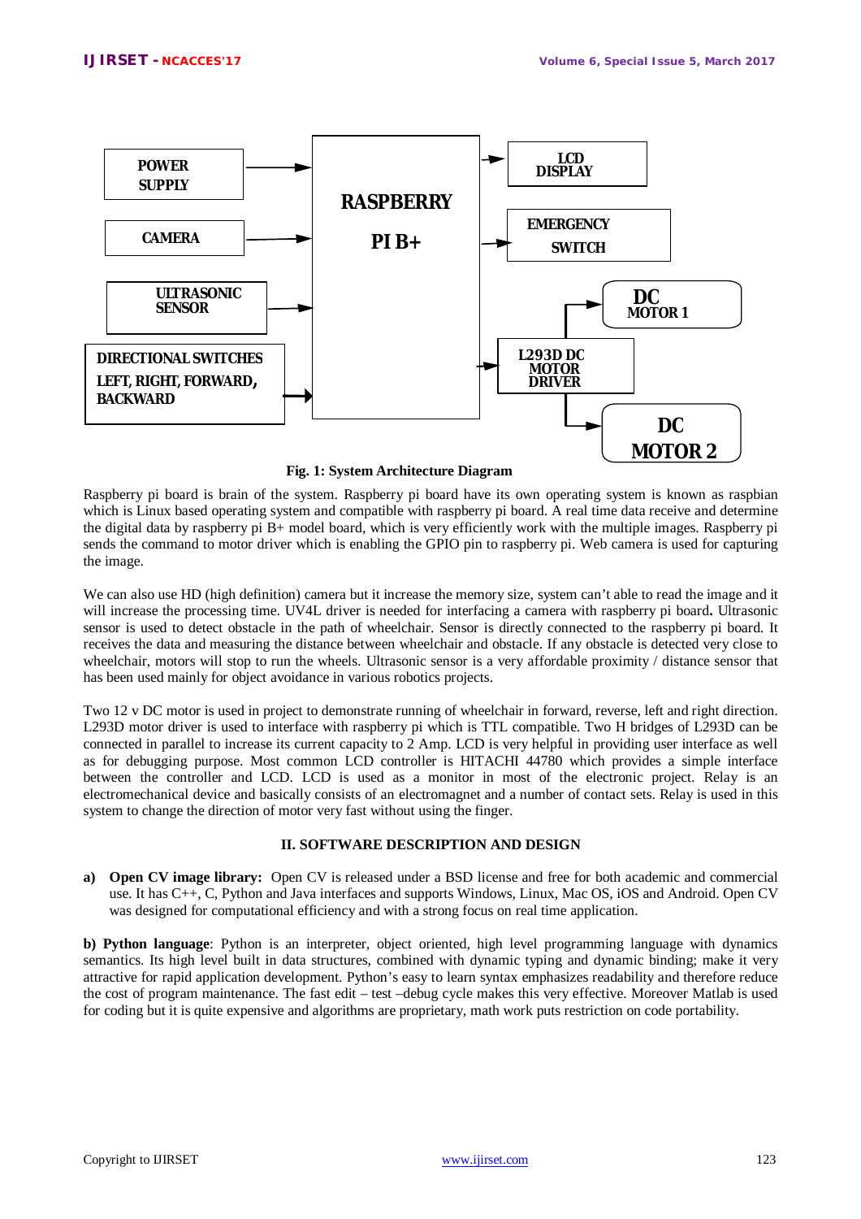Fig. 1: System Architecture Diagram

Raspberry pi board is brain of the system. Raspberry pi board have its own operating system is known as raspbian which is Linux based operating system and compatible with raspberry pi board. A real time data receive and determine the digital data by raspberry pi B+ model board, which is very efficiently work with the multiple images. Raspberry pi sends the command to motor driver which is enabling the GPIO pin to raspberry pi. Web camera is used for capturing the image.

We can also use HD (high definition) camera but it increase the memory size, system can't able to read the image and it will increase the processing time. UV4L driver is needed for interfacing a camera with raspberry pi board**.** Ultrasonic sensor is used to detect obstacle in the path of wheelchair. Sensor is directly connected to the raspberry pi board. It receives the data and measuring the distance between wheelchair and obstacle. If any obstacle is detected very close to wheelchair, motors will stop to run the wheels. Ultrasonic sensor is a very affordable proximity / distance sensor that has been used mainly for object avoidance in various robotics projects.

Two 12 v DC motor is used in project to demonstrate running of wheelchair in forward, reverse, left and right direction. L293D motor driver is used to interface with raspberry pi which is TTL compatible. Two H bridges of L293D can be connected in parallel to increase its current capacity to 2 Amp. LCD is very helpful in providing user interface as well as for debugging purpose. Most common LCD controller is HITACHI 44780 which provides a simple interface between the controller and LCD. LCD is used as a monitor in most of the electronic project. Relay is an electromechanical device and basically consists of an electromagnet and a number of contact sets. Relay is used in this system to change the direction of motor very fast without using the finger.

## II. SOFTWARE DESCRIPTION AND DESIGN

**a) Open CV image library:** Open CV is released under a BSD license and free for both academic and commercial use. It has C++, C, Python and Java interfaces and supports Windows, Linux, Mac OS, iOS and Android. Open CV was designed for computational efficiency and with a strong focus on real time application.

**b) Python language**: Python is an interpreter, object oriented, high level programming language with dynamics semantics. Its high level built in data structures, combined with dynamic typing and dynamic binding; make it very attractive for rapid application development. Python's easy to learn syntax emphasizes readability and therefore reduce the cost of program maintenance. The fast edit – test –debug cycle makes this very effective. Moreover Matlab is used for coding but it is quite expensive and algorithms are proprietary, math work puts restriction on code portability.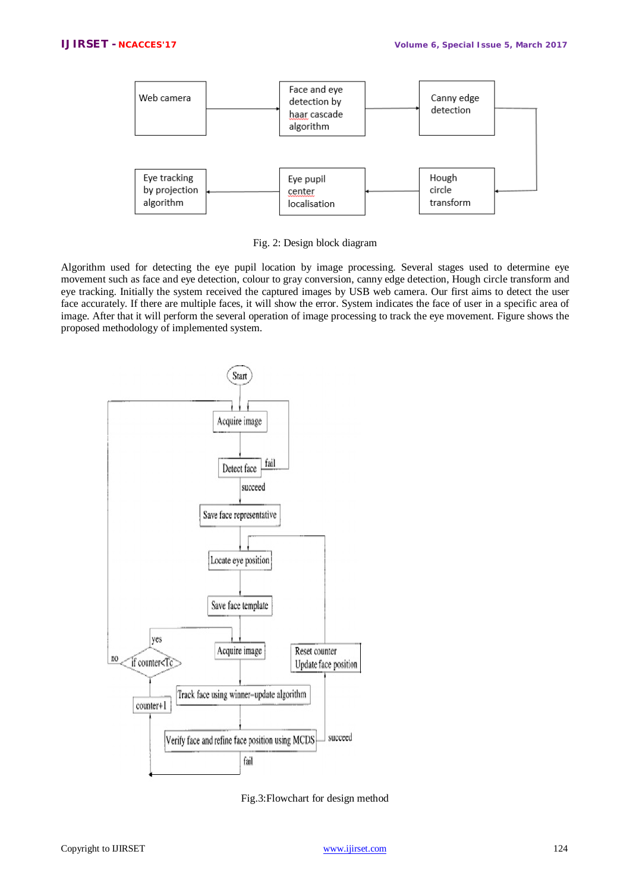Fig. 2: Design block diagram

Algorithm used for detecting the eye pupil location by image processing. Several stages used to determine eye movement such as face and eye detection, colour to gray conversion, canny edge detection, Hough circle transform and eye tracking. Initially the system received the captured images by USB web camera. Our first aims to detect the user face accurately. If there are multiple faces, it will show the error. System indicates the face of user in a specific area of image. After that it will perform the several operation of image processing to track the eye movement. Figure shows the proposed methodology of implemented system.

Fig.3:Flowchart for design method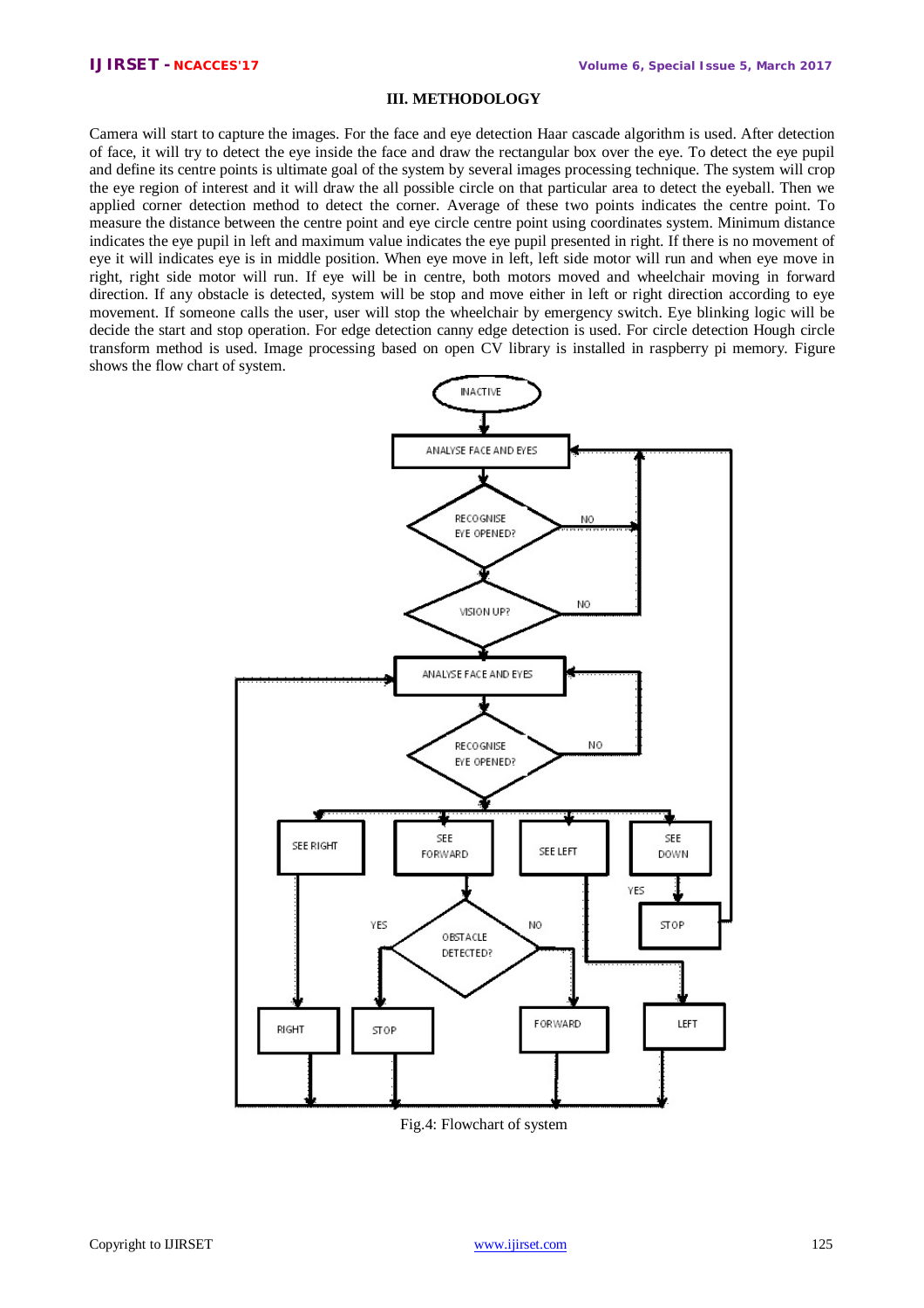## III. METHODOLOGY

Camera will start to capture the images. For the face and eye detection Haar cascade algorithm is used. After detection of face, it will try to detect the eye inside the face and draw the rectangular box over the eye. To detect the eye pupil and define its centre points is ultimate goal of the system by several images processing technique. The system will crop the eye region of interest and it will draw the all possible circle on that particular area to detect the eyeball. Then we applied corner detection method to detect the corner. Average of these two points indicates the centre point. To measure the distance between the centre point and eye circle centre point using coordinates system. Minimum distance indicates the eye pupil in left and maximum value indicates the eye pupil presented in right. If there is no movement of eye it will indicates eye is in middle position. When eye move in left, left side motor will run and when eye move in right, right side motor will run. If eye will be in centre, both motors moved and wheelchair moving in forward direction. If any obstacle is detected, system will be stop and move either in left or right direction according to eye movement. If someone calls the user, user will stop the wheelchair by emergency switch. Eye blinking logic will be decide the start and stop operation. For edge detection canny edge detection is used. For circle detection Hough circle transform method is used. Image processing based on open CV library is installed in raspberry pi memory. Figure shows the flow chart of system.

Fig.4: Flowchart of system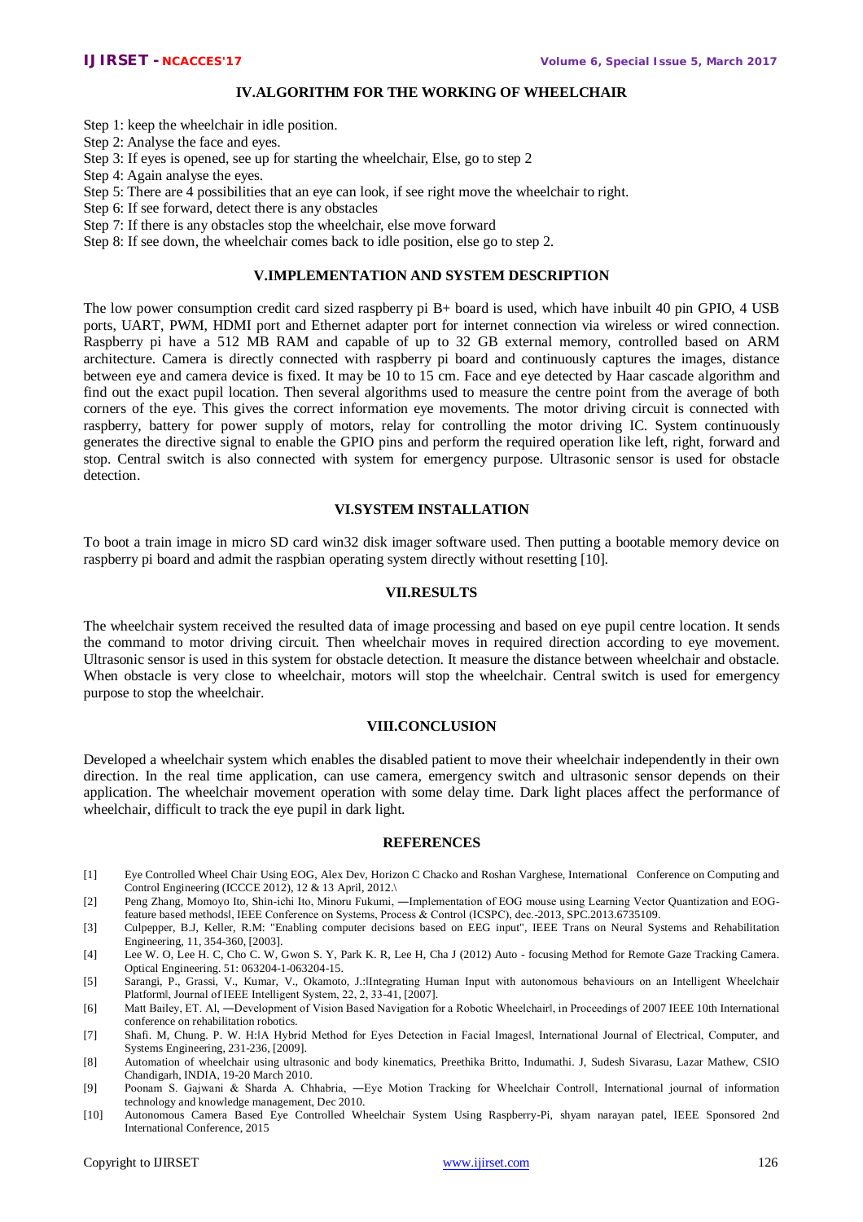## IV.ALGORITHM FOR THE WORKING OF WHEELCHAIR

Step 1: keep the wheelchair in idle position.
Step 2: Analyse the face and eyes.
Step 3: If eyes is opened, see up for starting the wheelchair, Else, go to step 2
Step 4: Again analyse the eyes.
Step 5: There are 4 possibilities that an eye can look, if see right move the wheelchair to right.
Step 6: If see forward, detect there is any obstacles
Step 7: If there is any obstacles stop the wheelchair, else move forward
Step 8: If see down, the wheelchair comes back to idle position, else go to step 2.

## V.IMPLEMENTATION AND SYSTEM DESCRIPTION

The low power consumption credit card sized raspberry pi B+ board is used, which have inbuilt 40 pin GPIO, 4 USB ports, UART, PWM, HDMI port and Ethernet adapter port for internet connection via wireless or wired connection. Raspberry pi have a 512 MB RAM and capable of up to 32 GB external memory, controlled based on ARM architecture. Camera is directly connected with raspberry pi board and continuously captures the images, distance between eye and camera device is fixed. It may be 10 to 15 cm. Face and eye detected by Haar cascade algorithm and find out the exact pupil location. Then several algorithms used to measure the centre point from the average of both corners of the eye. This gives the correct information eye movements. The motor driving circuit is connected with raspberry, battery for power supply of motors, relay for controlling the motor driving IC. System continuously generates the directive signal to enable the GPIO pins and perform the required operation like left, right, forward and stop. Central switch is also connected with system for emergency purpose. Ultrasonic sensor is used for obstacle detection.

## VI.SYSTEM INSTALLATION

To boot a train image in micro SD card win32 disk imager software used. Then putting a bootable memory device on raspberry pi board and admit the raspbian operating system directly without resetting [10].

## VII.RESULTS

The wheelchair system received the resulted data of image processing and based on eye pupil centre location. It sends the command to motor driving circuit. Then wheelchair moves in required direction according to eye movement. Ultrasonic sensor is used in this system for obstacle detection. It measure the distance between wheelchair and obstacle. When obstacle is very close to wheelchair, motors will stop the wheelchair. Central switch is used for emergency purpose to stop the wheelchair.

## VIII.CONCLUSION

Developed a wheelchair system which enables the disabled patient to move their wheelchair independently in their own direction. In the real time application, can use camera, emergency switch and ultrasonic sensor depends on their application. The wheelchair movement operation with some delay time. Dark light places affect the performance of wheelchair, difficult to track the eye pupil in dark light.

## REFERENCES

[1] Eye Controlled Wheel Chair Using EOG, Alex Dev, Horizon C Chacko and Roshan Varghese, International Conference on Computing and Control Engineering (ICCCE 2012), 12 & 13 April, 2012.\

[2] Peng Zhang, Momoyo Ito, Shin-ichi Ito, Minoru Fukumi, ―Implementation of EOG mouse using Learning Vector Quantization and EOG-feature based methods‖, IEEE Conference on Systems, Process & Control (ICSPC), dec.-2013, SPC.2013.6735109.

[3] Culpepper, B.J, Keller, R.M: "Enabling computer decisions based on EEG input", IEEE Trans on Neural Systems and Rehabilitation Engineering, 11, 354-360, [2003].

[4] Lee W. O, Lee H. C, Cho C. W, Gwon S. Y, Park K. R, Lee H, Cha J (2012) Auto - focusing Method for Remote Gaze Tracking Camera. Optical Engineering. 51: 063204-1-063204-15.

[5] Sarangi, P., Grassi, V., Kumar, V., Okamoto, J.:‖Integrating Human Input with autonomous behaviours on an Intelligent Wheelchair Platform‖, Journal of IEEE Intelligent System, 22, 2, 33-41, [2007].

[6] Matt Bailey, ET. Al, ―Development of Vision Based Navigation for a Robotic Wheelchair‖, in Proceedings of 2007 IEEE 10th International conference on rehabilitation robotics.

[7] Shafi. M, Chung. P. W. H:‖A Hybrid Method for Eyes Detection in Facial Images‖, International Journal of Electrical, Computer, and Systems Engineering, 231-236, [2009].

[8] Automation of wheelchair using ultrasonic and body kinematics, Preethika Britto, Indumathi. J, Sudesh Sivarasu, Lazar Mathew, CSIO Chandigarh, INDIA, 19-20 March 2010.

[9] Poonam S. Gajwani & Sharda A. Chhabria, ―Eye Motion Tracking for Wheelchair Control‖, International journal of information technology and knowledge management, Dec 2010.

[10] Autonomous Camera Based Eye Controlled Wheelchair System Using Raspberry-Pi, shyam narayan patel, IEEE Sponsored 2nd International Conference, 2015